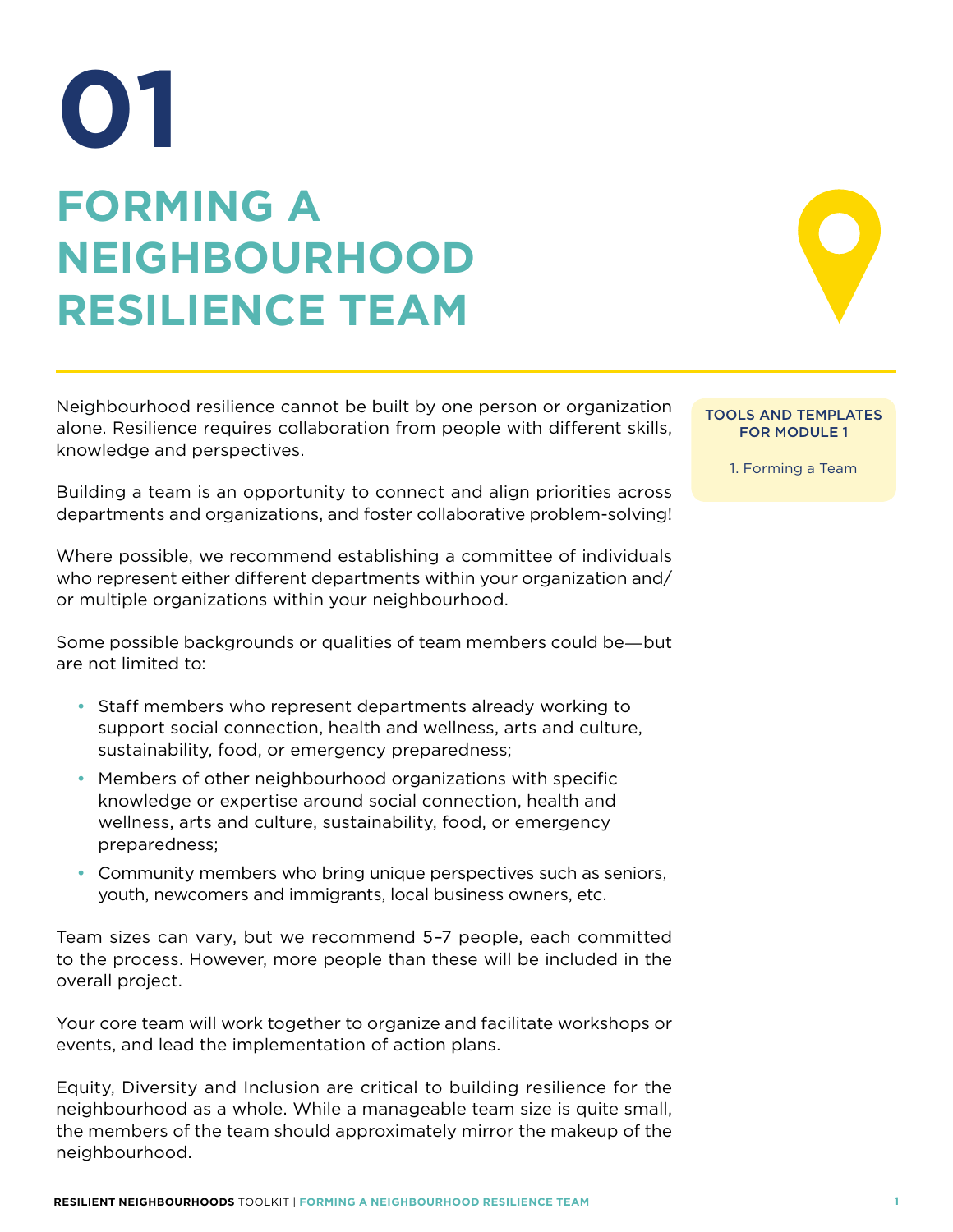# 01

# FORMING A NEIGHBOURHOOD RESILIENCE TEAM

Neighbourhood resilience cannot be built by one person or organization alone. Resilience requires collaboration from people with different skills, knowledge and perspectives.

Building a team is an opportunity to connect and align priorities across departments and organizations, and foster collaborative problem-solving!

Where possible, we recommend establishing a committee of individuals who represent either different departments within your organization and/or multiple organizations within your neighbourhood.

Some possible backgrounds or qualities of team members could be—but are not limited to:

- Staff members who represent departments already working to support social connection, health and wellness, arts and culture, sustainability, food, or emergency preparedness;
- Members of other neighbourhood organizations with specific knowledge or expertise around social connection, health and wellness, arts and culture, sustainability, food, or emergency preparedness;
- Community members who bring unique perspectives such as seniors, youth, newcomers and immigrants, local business owners, etc.

Team sizes can vary, but we recommend 5–7 people, each committed to the process. However, more people than these will be included in the overall project.

Your core team will work together to organize and facilitate workshops or events, and lead the implementation of action plans.

Equity, Diversity and Inclusion are critical to building resilience for the neighbourhood as a whole. While a manageable team size is quite small, the members of the team should approximately mirror the makeup of the neighbourhood.

**TOOLS AND TEMPLATES FOR MODULE 1**

1. Forming a Team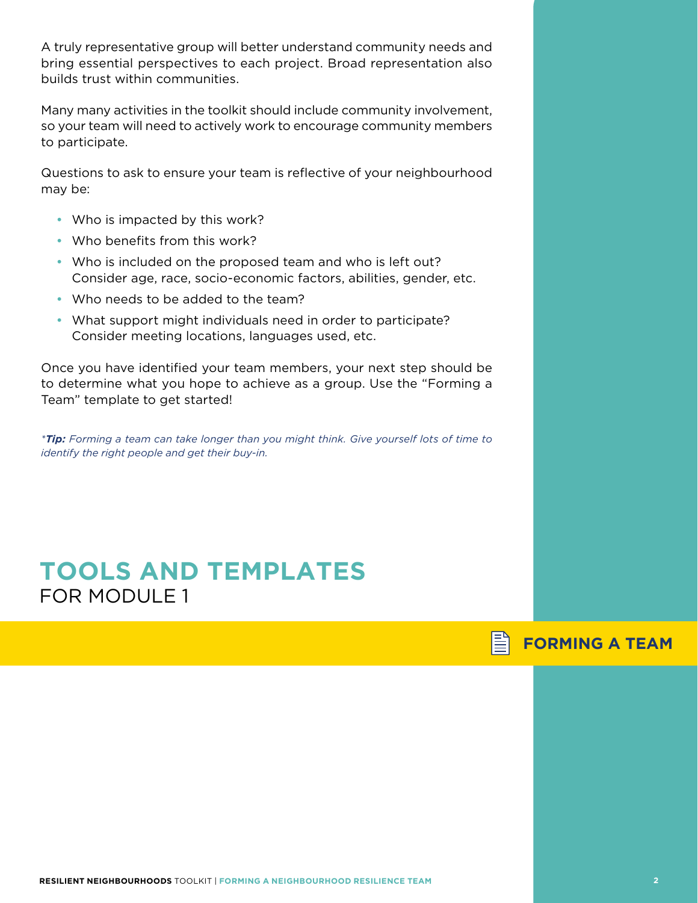A truly representative group will better understand community needs and bring essential perspectives to each project. Broad representation also builds trust within communities.

Many many activities in the toolkit should include community involvement, so your team will need to actively work to encourage community members to participate.

Questions to ask to ensure your team is reflective of your neighbourhood may be:

- Who is impacted by this work?
- Who benefits from this work?
- Who is included on the proposed team and who is left out? Consider age, race, socio-economic factors, abilities, gender, etc.
- Who needs to be added to the team?
- What support might individuals need in order to participate? Consider meeting locations, languages used, etc.

Once you have identified your team members, your next step should be to determine what you hope to achieve as a group. Use the "Forming a Team" template to get started!

*\*Tip: Forming a team can take longer than you might think. Give yourself lots of time to identify the right people and get their buy-in.*

## TOOLS AND TEMPLATES FOR MODULE 1

**FORMING A TEAM**